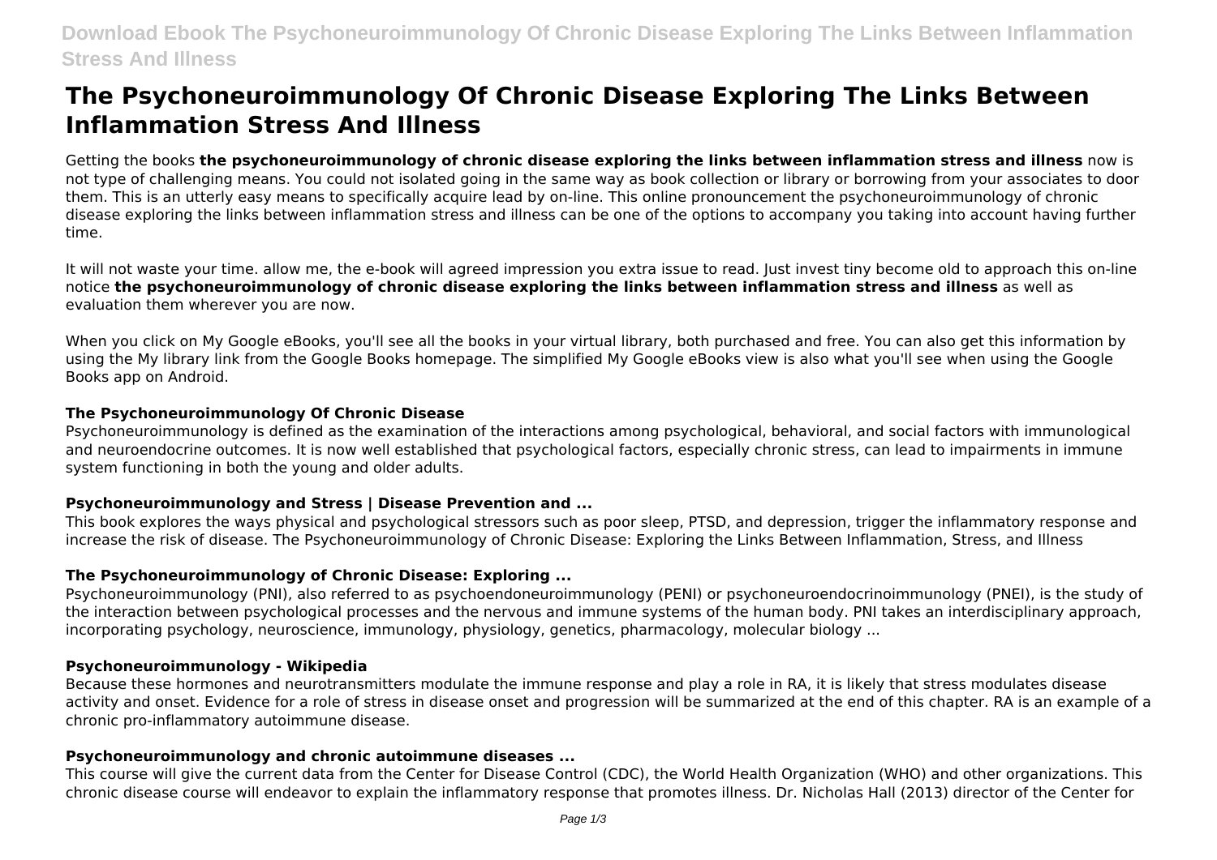# The Psychoneuroimmunology Of Chronic Disease Exploring The Links Between Inflammation Stress And Illness

Getting the books **the psychoneuroimmunology of chronic disease exploring the links between inflammation stress and illness** now is not type of challenging means. You could not isolated going in the same way as book collection or library or borrowing from your associates to door them. This is an utterly easy means to specifically acquire lead by on-line. This online pronouncement the psychoneuroimmunology of chronic disease exploring the links between inflammation stress and illness can be one of the options to accompany you taking into account having further time.

It will not waste your time. allow me, the e-book will agreed impression you extra issue to read. Just invest tiny become old to approach this on-line notice **the psychoneuroimmunology of chronic disease exploring the links between inflammation stress and illness** as well as evaluation them wherever you are now.

When you click on My Google eBooks, you'll see all the books in your virtual library, both purchased and free. You can also get this information by using the My library link from the Google Books homepage. The simplified My Google eBooks view is also what you'll see when using the Google Books app on Android.

### The Psychoneuroimmunology Of Chronic Disease

Psychoneuroimmunology is defined as the examination of the interactions among psychological, behavioral, and social factors with immunological and neuroendocrine outcomes. It is now well established that psychological factors, especially chronic stress, can lead to impairments in immune system functioning in both the young and older adults.

### Psychoneuroimmunology and Stress | Disease Prevention and ...

This book explores the ways physical and psychological stressors such as poor sleep, PTSD, and depression, trigger the inflammatory response and increase the risk of disease. The Psychoneuroimmunology of Chronic Disease: Exploring the Links Between Inflammation, Stress, and Illness

### The Psychoneuroimmunology of Chronic Disease: Exploring ...

Psychoneuroimmunology (PNI), also referred to as psychoendoneuroimmunology (PENI) or psychoneuroendocrinoimmunology (PNEI), is the study of the interaction between psychological processes and the nervous and immune systems of the human body. PNI takes an interdisciplinary approach, incorporating psychology, neuroscience, immunology, physiology, genetics, pharmacology, molecular biology ...

### Psychoneuroimmunology - Wikipedia

Because these hormones and neurotransmitters modulate the immune response and play a role in RA, it is likely that stress modulates disease activity and onset. Evidence for a role of stress in disease onset and progression will be summarized at the end of this chapter. RA is an example of a chronic pro-inflammatory autoimmune disease.

### Psychoneuroimmunology and chronic autoimmune diseases ...

This course will give the current data from the Center for Disease Control (CDC), the World Health Organization (WHO) and other organizations. This chronic disease course will endeavor to explain the inflammatory response that promotes illness. Dr. Nicholas Hall (2013) director of the Center for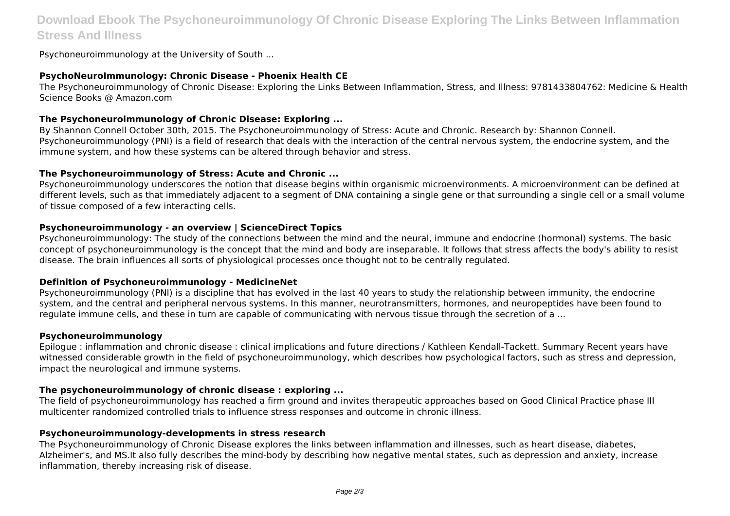Psychoneuroimmunology at the University of South ...

### PsychoNeuroImmunology: Chronic Disease - Phoenix Health CE

The Psychoneuroimmunology of Chronic Disease: Exploring the Links Between Inflammation, Stress, and Illness: 9781433804762: Medicine & Health Science Books @ Amazon.com

### The Psychoneuroimmunology of Chronic Disease: Exploring ...

By Shannon Connell October 30th, 2015. The Psychoneuroimmunology of Stress: Acute and Chronic. Research by: Shannon Connell. Psychoneuroimmunology (PNI) is a field of research that deals with the interaction of the central nervous system, the endocrine system, and the immune system, and how these systems can be altered through behavior and stress.

### The Psychoneuroimmunology of Stress: Acute and Chronic ...

Psychoneuroimmunology underscores the notion that disease begins within organismic microenvironments. A microenvironment can be defined at different levels, such as that immediately adjacent to a segment of DNA containing a single gene or that surrounding a single cell or a small volume of tissue composed of a few interacting cells.

### Psychoneuroimmunology - an overview | ScienceDirect Topics

Psychoneuroimmunology: The study of the connections between the mind and the neural, immune and endocrine (hormonal) systems. The basic concept of psychoneuroimmunology is the concept that the mind and body are inseparable. It follows that stress affects the body's ability to resist disease. The brain influences all sorts of physiological processes once thought not to be centrally regulated.

### Definition of Psychoneuroimmunology - MedicineNet

Psychoneuroimmunology (PNI) is a discipline that has evolved in the last 40 years to study the relationship between immunity, the endocrine system, and the central and peripheral nervous systems. In this manner, neurotransmitters, hormones, and neuropeptides have been found to regulate immune cells, and these in turn are capable of communicating with nervous tissue through the secretion of a ...

### Psychoneuroimmunology

Epilogue : inflammation and chronic disease : clinical implications and future directions / Kathleen Kendall-Tackett. Summary Recent years have witnessed considerable growth in the field of psychoneuroimmunology, which describes how psychological factors, such as stress and depression, impact the neurological and immune systems.

### The psychoneuroimmunology of chronic disease : exploring ...

The field of psychoneuroimmunology has reached a firm ground and invites therapeutic approaches based on Good Clinical Practice phase III multicenter randomized controlled trials to influence stress responses and outcome in chronic illness.

### Psychoneuroimmunology-developments in stress research

The Psychoneuroimmunology of Chronic Disease explores the links between inflammation and illnesses, such as heart disease, diabetes, Alzheimer's, and MS.It also fully describes the mind-body by describing how negative mental states, such as depression and anxiety, increase inflammation, thereby increasing risk of disease.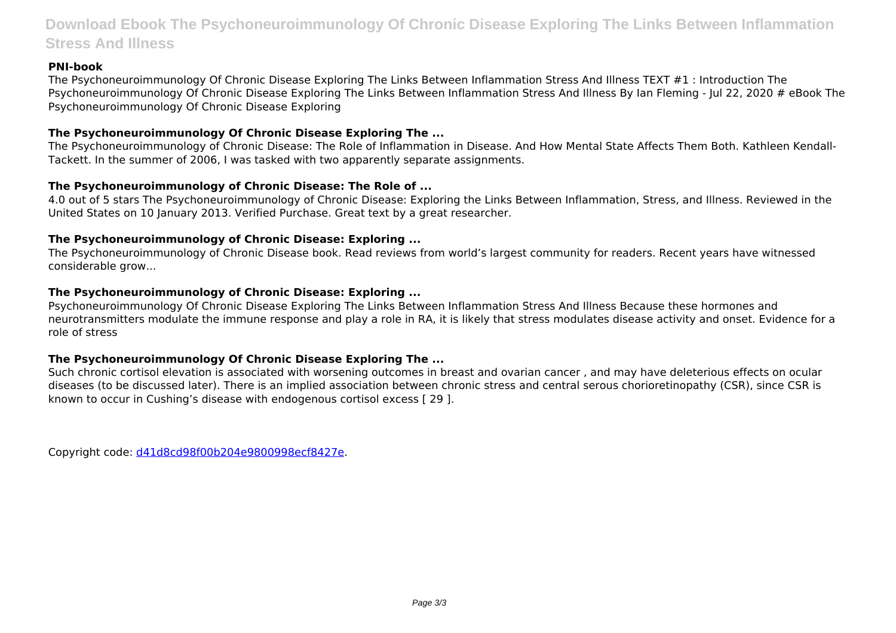### PNI-book

The Psychoneuroimmunology Of Chronic Disease Exploring The Links Between Inflammation Stress And Illness TEXT #1 : Introduction The Psychoneuroimmunology Of Chronic Disease Exploring The Links Between Inflammation Stress And Illness By Ian Fleming - Jul 22, 2020 # eBook The Psychoneuroimmunology Of Chronic Disease Exploring

### The Psychoneuroimmunology Of Chronic Disease Exploring The ...

The Psychoneuroimmunology of Chronic Disease: The Role of Inflammation in Disease. And How Mental State Affects Them Both. Kathleen Kendall-Tackett. In the summer of 2006, I was tasked with two apparently separate assignments.

### The Psychoneuroimmunology of Chronic Disease: The Role of ...

4.0 out of 5 stars The Psychoneuroimmunology of Chronic Disease: Exploring the Links Between Inflammation, Stress, and Illness. Reviewed in the United States on 10 January 2013. Verified Purchase. Great text by a great researcher.

### The Psychoneuroimmunology of Chronic Disease: Exploring ...

The Psychoneuroimmunology of Chronic Disease book. Read reviews from world's largest community for readers. Recent years have witnessed considerable grow...

### The Psychoneuroimmunology of Chronic Disease: Exploring ...

Psychoneuroimmunology Of Chronic Disease Exploring The Links Between Inflammation Stress And Illness Because these hormones and neurotransmitters modulate the immune response and play a role in RA, it is likely that stress modulates disease activity and onset. Evidence for a role of stress

### The Psychoneuroimmunology Of Chronic Disease Exploring The ...

Such chronic cortisol elevation is associated with worsening outcomes in breast and ovarian cancer , and may have deleterious effects on ocular diseases (to be discussed later). There is an implied association between chronic stress and central serous chorioretinopathy (CSR), since CSR is known to occur in Cushing's disease with endogenous cortisol excess [ 29 ].

Copyright code: d41d8cd98f00b204e9800998ecf8427e.